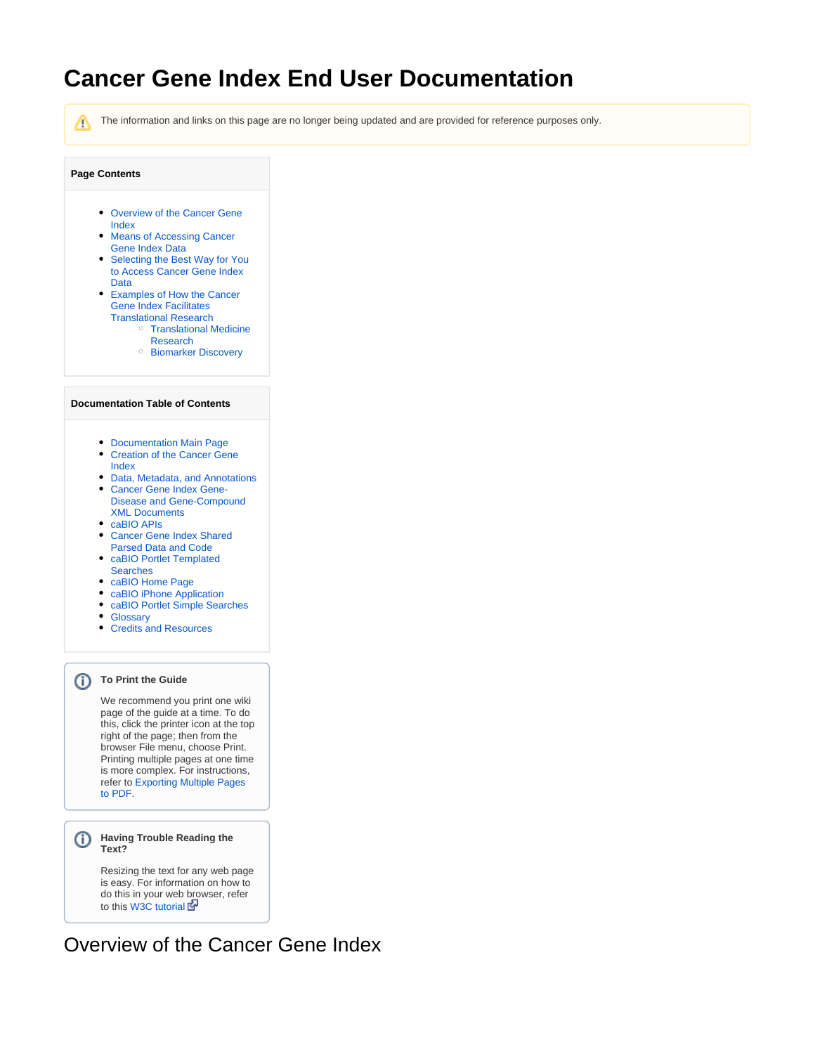# Cancer Gene Index End User Documentation

The information and links on this page are no longer being updated and are provided for reference purposes only.

**Page Contents**

- Overview of the Cancer Gene Index
- Means of Accessing Cancer Gene Index Data
- Selecting the Best Way for You to Access Cancer Gene Index Data
- Examples of How the Cancer Gene Index Facilitates Translational Research
  - Translational Medicine Research
  - Biomarker Discovery

**Documentation Table of Contents**

- Documentation Main Page
- Creation of the Cancer Gene Index
- Data, Metadata, and Annotations
- Cancer Gene Index Gene-Disease and Gene-Compound XML Documents
- caBIO APIs
- Cancer Gene Index Shared Parsed Data and Code
- caBIO Portlet Templated Searches
- caBIO Home Page
- caBIO iPhone Application
- caBIO Portlet Simple Searches
- Glossary
- Credits and Resources

**To Print the Guide**

We recommend you print one wiki page of the guide at a time. To do this, click the printer icon at the top right of the page; then from the browser File menu, choose Print. Printing multiple pages at one time is more complex. For instructions, refer to Exporting Multiple Pages to PDF.

**Having Trouble Reading the Text?**

Resizing the text for any web page is easy. For information on how to do this in your web browser, refer to this W3C tutorial

## Overview of the Cancer Gene Index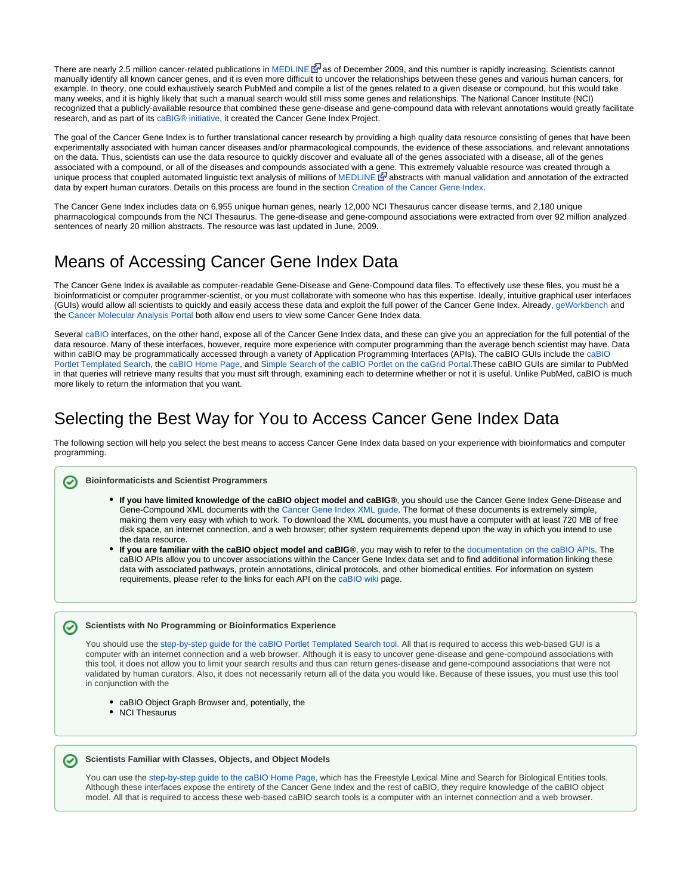There are nearly 2.5 million cancer-related publications in MEDLINE as of December 2009, and this number is rapidly increasing. Scientists cannot manually identify all known cancer genes, and it is even more difficult to uncover the relationships between these genes and various human cancers, for example. In theory, one could exhaustively search PubMed and compile a list of the genes related to a given disease or compound, but this would take many weeks, and it is highly likely that such a manual search would still miss some genes and relationships. The National Cancer Institute (NCI) recognized that a publicly-available resource that combined these gene-disease and gene-compound data with relevant annotations would greatly facilitate research, and as part of its caBIG® initiative, it created the Cancer Gene Index Project.

The goal of the Cancer Gene Index is to further translational cancer research by providing a high quality data resource consisting of genes that have been experimentally associated with human cancer diseases and/or pharmacological compounds, the evidence of these associations, and relevant annotations on the data. Thus, scientists can use the data resource to quickly discover and evaluate all of the genes associated with a disease, all of the genes associated with a compound, or all of the diseases and compounds associated with a gene. This extremely valuable resource was created through a unique process that coupled automated linguistic text analysis of millions of MEDLINE abstracts with manual validation and annotation of the extracted data by expert human curators. Details on this process are found in the section Creation of the Cancer Gene Index.

The Cancer Gene Index includes data on 6,955 unique human genes, nearly 12,000 NCI Thesaurus cancer disease terms, and 2,180 unique pharmacological compounds from the NCI Thesaurus. The gene-disease and gene-compound associations were extracted from over 92 million analyzed sentences of nearly 20 million abstracts. The resource was last updated in June, 2009.

# Means of Accessing Cancer Gene Index Data

The Cancer Gene Index is available as computer-readable Gene-Disease and Gene-Compound data files. To effectively use these files, you must be a bioinformaticist or computer programmer-scientist, or you must collaborate with someone who has this expertise. Ideally, intuitive graphical user interfaces (GUIs) would allow all scientists to quickly and easily access these data and exploit the full power of the Cancer Gene Index. Already, geWorkbench and the Cancer Molecular Analysis Portal both allow end users to view some Cancer Gene Index data.

Several caBIO interfaces, on the other hand, expose all of the Cancer Gene Index data, and these can give you an appreciation for the full potential of the data resource. Many of these interfaces, however, require more experience with computer programming than the average bench scientist may have. Data within caBIO may be programmatically accessed through a variety of Application Programming Interfaces (APIs). The caBIO GUIs include the caBIO Portlet Templated Search, the caBIO Home Page, and Simple Search of the caBIO Portlet on the caGrid Portal.These caBIO GUIs are similar to PubMed in that queries will retrieve many results that you must sift through, examining each to determine whether or not it is useful. Unlike PubMed, caBIO is much more likely to return the information that you want.

# Selecting the Best Way for You to Access Cancer Gene Index Data

The following section will help you select the best means to access Cancer Gene Index data based on your experience with bioinformatics and computer programming.

**Bioinformaticists and Scientist Programmers**

- **If you have limited knowledge of the caBIO object model and caBIG®**, you should use the Cancer Gene Index Gene-Disease and Gene-Compound XML documents with the Cancer Gene Index XML guide. The format of these documents is extremely simple, making them very easy with which to work. To download the XML documents, you must have a computer with at least 720 MB of free disk space, an internet connection, and a web browser; other system requirements depend upon the way in which you intend to use the data resource.
- **If you are familiar with the caBIO object model and caBIG®**, you may wish to refer to the documentation on the caBIO APIs. The caBIO APIs allow you to uncover associations within the Cancer Gene Index data set and to find additional information linking these data with associated pathways, protein annotations, clinical protocols, and other biomedical entities. For information on system requirements, please refer to the links for each API on the caBIO wiki page.

**Scientists with No Programming or Bioinformatics Experience**

You should use the step-by-step guide for the caBIO Portlet Templated Search tool. All that is required to access this web-based GUI is a computer with an internet connection and a web browser. Although it is easy to uncover gene-disease and gene-compound associations with this tool, it does not allow you to limit your search results and thus can return genes-disease and gene-compound associations that were not validated by human curators. Also, it does not necessarily return all of the data you would like. Because of these issues, you must use this tool in conjunction with the

- caBIO Object Graph Browser and, potentially, the
- NCI Thesaurus

**Scientists Familiar with Classes, Objects, and Object Models**

You can use the step-by-step guide to the caBIO Home Page, which has the Freestyle Lexical Mine and Search for Biological Entities tools. Although these interfaces expose the entirety of the Cancer Gene Index and the rest of caBIO, they require knowledge of the caBIO object model. All that is required to access these web-based caBIO search tools is a computer with an internet connection and a web browser.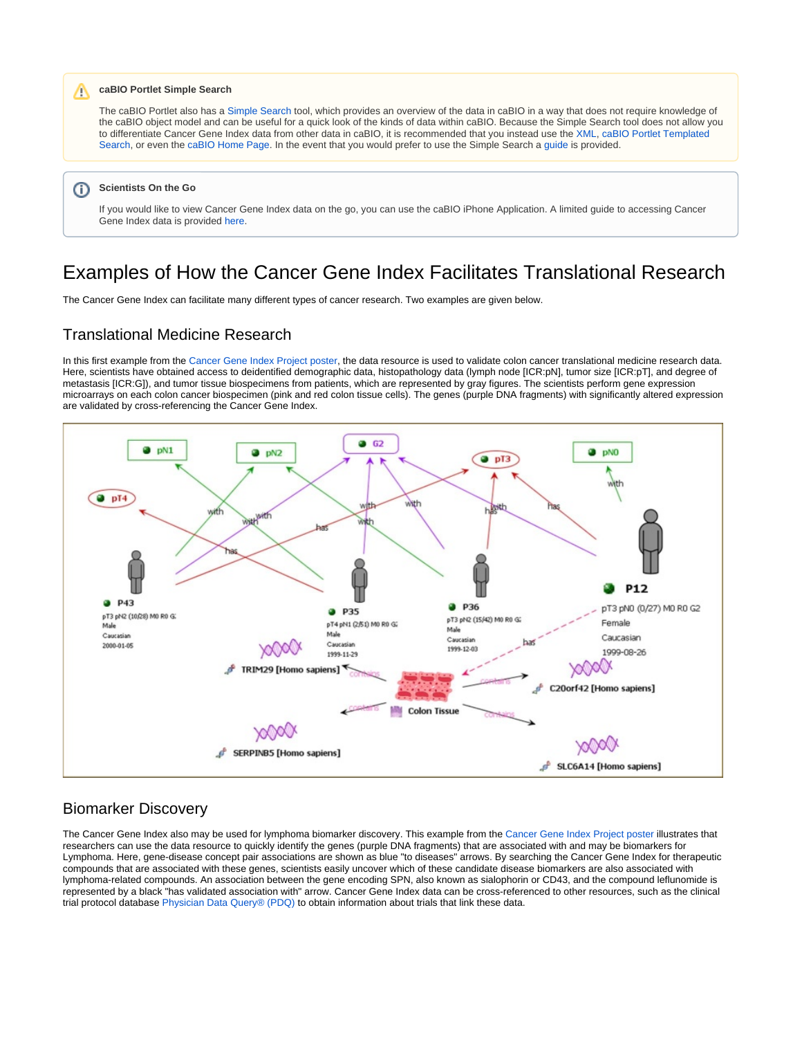**caBIO Portlet Simple Search**

The caBIO Portlet also has a Simple Search tool, which provides an overview of the data in caBIO in a way that does not require knowledge of the caBIO object model and can be useful for a quick look of the kinds of data within caBIO. Because the Simple Search tool does not allow you to differentiate Cancer Gene Index data from other data in caBIO, it is recommended that you instead use the XML, caBIO Portlet Templated Search, or even the caBIO Home Page. In the event that you would prefer to use the Simple Search a guide is provided.

**Scientists On the Go**

If you would like to view Cancer Gene Index data on the go, you can use the caBIO iPhone Application. A limited guide to accessing Cancer Gene Index data is provided here.

# Examples of How the Cancer Gene Index Facilitates Translational Research

The Cancer Gene Index can facilitate many different types of cancer research. Two examples are given below.

## Translational Medicine Research

In this first example from the Cancer Gene Index Project poster, the data resource is used to validate colon cancer translational medicine research data. Here, scientists have obtained access to deidentified demographic data, histopathology data (lymph node [ICR:pN], tumor size [ICR:pT], and degree of metastasis [ICR:G]), and tumor tissue biospecimens from patients, which are represented by gray figures. The scientists perform gene expression microarrays on each colon cancer biospecimen (pink and red colon tissue cells). The genes (purple DNA fragments) with significantly altered expression are validated by cross-referencing the Cancer Gene Index.

## Biomarker Discovery

The Cancer Gene Index also may be used for lymphoma biomarker discovery. This example from the Cancer Gene Index Project poster illustrates that researchers can use the data resource to quickly identify the genes (purple DNA fragments) that are associated with and may be biomarkers for Lymphoma. Here, gene-disease concept pair associations are shown as blue "to diseases" arrows. By searching the Cancer Gene Index for therapeutic compounds that are associated with these genes, scientists easily uncover which of these candidate disease biomarkers are also associated with lymphoma-related compounds. An association between the gene encoding SPN, also known as sialophorin or CD43, and the compound leflunomide is represented by a black "has validated association with" arrow. Cancer Gene Index data can be cross-referenced to other resources, such as the clinical trial protocol database Physician Data Query® (PDQ) to obtain information about trials that link these data.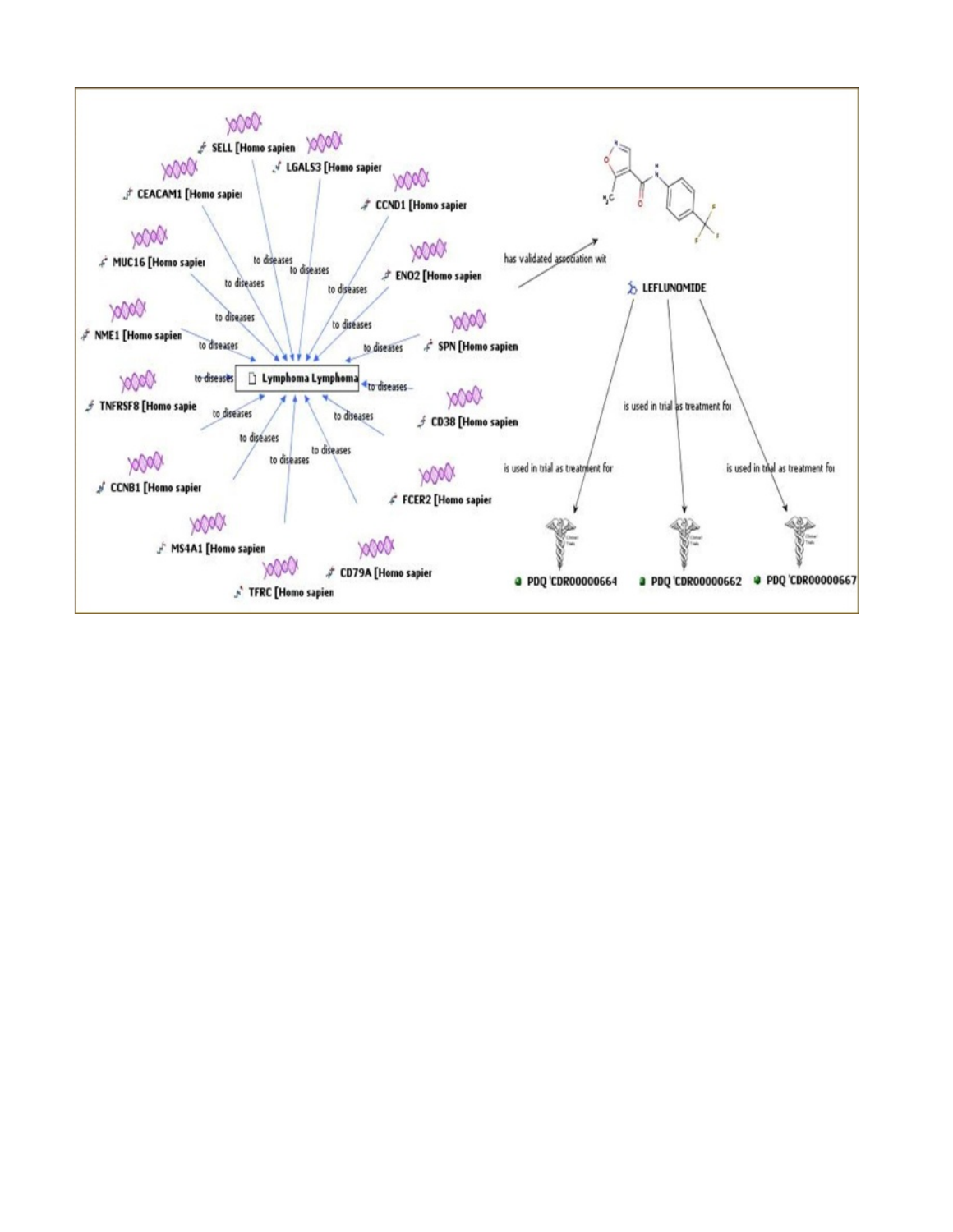SELL [Homo sapien

LGALS3 [Homo sapier

CEACAM1 [Homo sapier

CCND1 [Homo sapier

MUC16 [Homo sapier

ENO2 [Homo sapien

NME1 [Homo sapien

SPN [Homo sapien

TNFRSF8 [Homo sapie

CD38 [Homo sapien

CCNB1 [Homo sapier

FCER2 [Homo sapier

MS4A1 [Homo sapien

CD79A [Homo sapier

TFRC [Homo sapien

to diseases

Lymphoma Lymphoma

has validated association wit

LEFLUNOMIDE

is used in trial as treatment for

PDQ 'CDR00000664

PDQ 'CDR00000662

PDQ 'CDR00000667